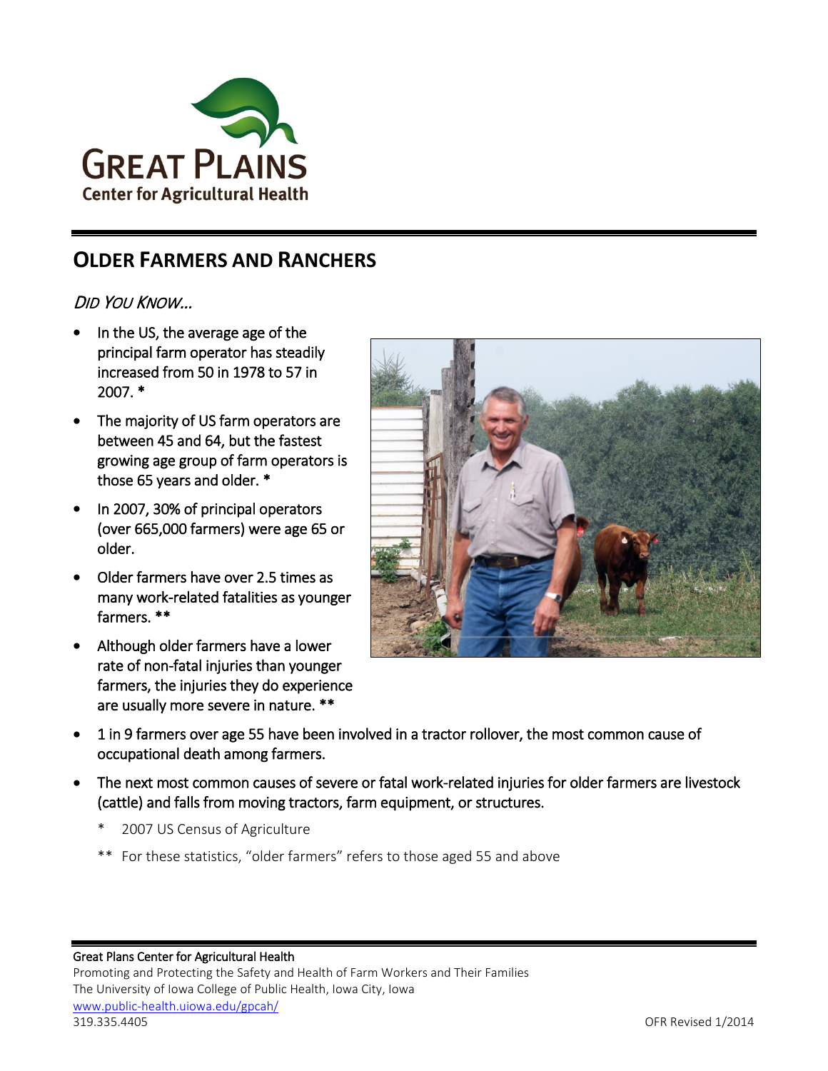GREAT PLAINS
Center for Agricultural Health

## OLDER FARMERS AND RANCHERS

*DID YOU KNOW...*

- In the US, the average age of the principal farm operator has steadily increased from 50 in 1978 to 57 in 2007. *
- The majority of US farm operators are between 45 and 64, but the fastest growing age group of farm operators is those 65 years and older. *
- In 2007, 30% of principal operators (over 665,000 farmers) were age 65 or older.
- Older farmers have over 2.5 times as many work-related fatalities as younger farmers. **
- Although older farmers have a lower rate of non-fatal injuries than younger farmers, the injuries they do experience are usually more severe in nature. **
- 1 in 9 farmers over age 55 have been involved in a tractor rollover, the most common cause of occupational death among farmers.
- The next most common causes of severe or fatal work-related injuries for older farmers are livestock (cattle) and falls from moving tractors, farm equipment, or structures.

\* 2007 US Census of Agriculture

\*\* For these statistics, "older farmers" refers to those aged 55 and above

Great Plains Center for Agricultural Health
Promoting and Protecting the Safety and Health of Farm Workers and Their Families
The University of Iowa College of Public Health, Iowa City, Iowa
www.public-health.uiowa.edu/gpcah/
319.335.4405

OFR Revised 1/2014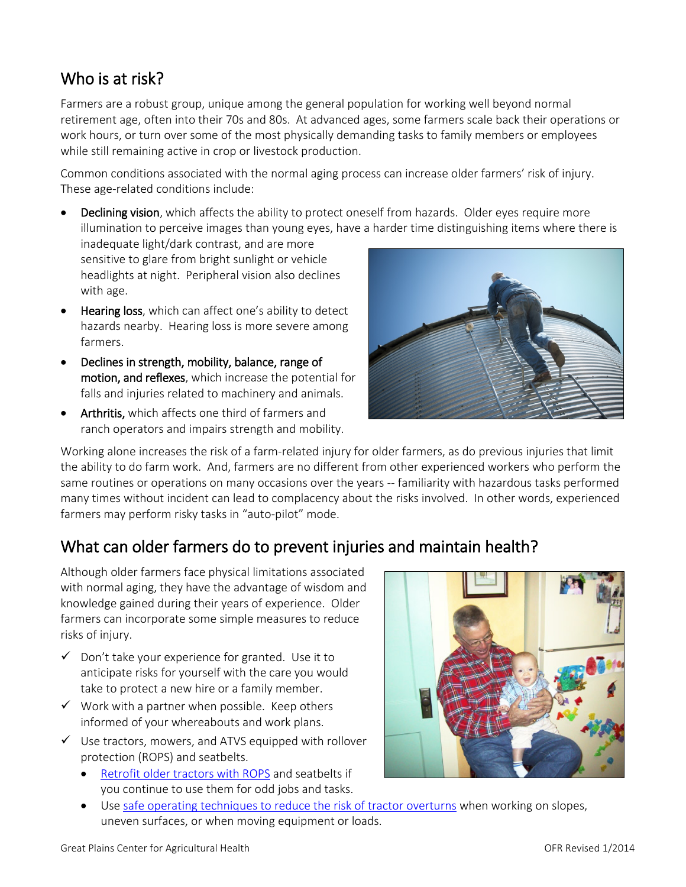## Who is at risk?

Farmers are a robust group, unique among the general population for working well beyond normal retirement age, often into their 70s and 80s. At advanced ages, some farmers scale back their operations or work hours, or turn over some of the most physically demanding tasks to family members or employees while still remaining active in crop or livestock production.

Common conditions associated with the normal aging process can increase older farmers' risk of injury. These age-related conditions include:

- Declining vision, which affects the ability to protect oneself from hazards. Older eyes require more illumination to perceive images than young eyes, have a harder time distinguishing items where there is inadequate light/dark contrast, and are more sensitive to glare from bright sunlight or vehicle headlights at night. Peripheral vision also declines with age.
- Hearing loss, which can affect one's ability to detect hazards nearby. Hearing loss is more severe among farmers.
- Declines in strength, mobility, balance, range of motion, and reflexes, which increase the potential for falls and injuries related to machinery and animals.
- **Arthritis,** which affects one third of farmers and ranch operators and impairs strength and mobility.

Working alone increases the risk of a farm-related injury for older farmers, as do previous injuries that limit the ability to do farm work. And, farmers are no different from other experienced workers who perform the same routines or operations on many occasions over the years -- familiarity with hazardous tasks performed many times without incident can lead to complacency about the risks involved. In other words, experienced farmers may perform risky tasks in "auto-pilot" mode.

## What can older farmers do to prevent injuries and maintain health?

Although older farmers face physical limitations associated with normal aging, they have the advantage of wisdom and knowledge gained during their years of experience. Older farmers can incorporate some simple measures to reduce risks of injury.

- ✓ Don't take your experience for granted. Use it to anticipate risks for yourself with the care you would take to protect a new hire or a family member.
- ✓ Work with a partner when possible. Keep others informed of your whereabouts and work plans.
- ✓ Use tractors, mowers, and ATVS equipped with rollover protection (ROPS) and seatbelts.
  - Retrofit older tractors with ROPS and seatbelts if you continue to use them for odd jobs and tasks.
  - Use safe operating techniques to reduce the risk of tractor overturns when working on slopes, uneven surfaces, or when moving equipment or loads.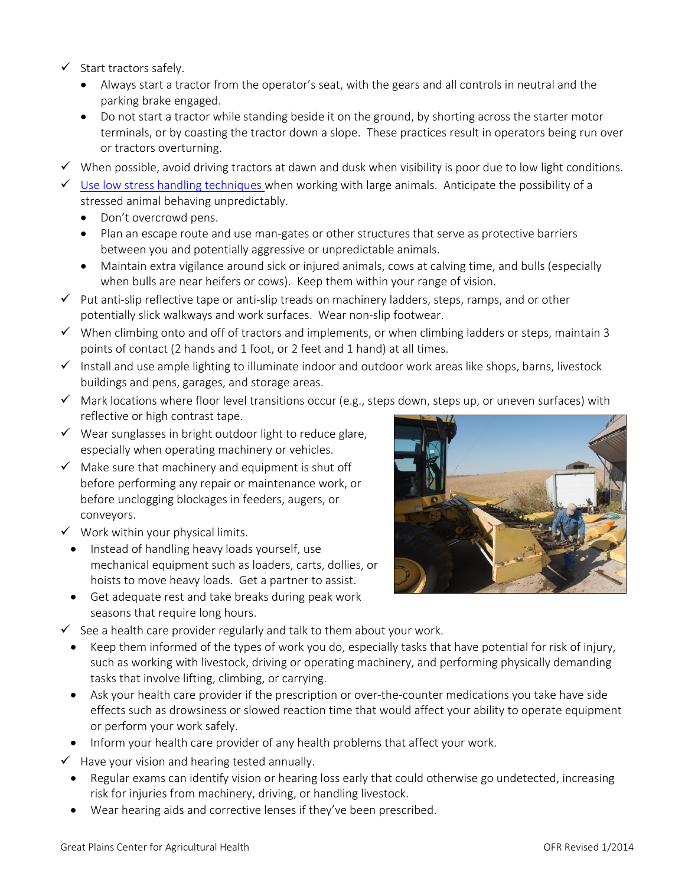- ✓ Start tractors safely.
  - Always start a tractor from the operator's seat, with the gears and all controls in neutral and the parking brake engaged.
  - Do not start a tractor while standing beside it on the ground, by shorting across the starter motor terminals, or by coasting the tractor down a slope. These practices result in operators being run over or tractors overturning.
- ✓ When possible, avoid driving tractors at dawn and dusk when visibility is poor due to low light conditions.
- ✓ Use low stress handling techniques when working with large animals. Anticipate the possibility of a stressed animal behaving unpredictably.
  - Don't overcrowd pens.
  - Plan an escape route and use man-gates or other structures that serve as protective barriers between you and potentially aggressive or unpredictable animals.
  - Maintain extra vigilance around sick or injured animals, cows at calving time, and bulls (especially when bulls are near heifers or cows). Keep them within your range of vision.
- ✓ Put anti-slip reflective tape or anti-slip treads on machinery ladders, steps, ramps, and or other potentially slick walkways and work surfaces. Wear non-slip footwear.
- ✓ When climbing onto and off of tractors and implements, or when climbing ladders or steps, maintain 3 points of contact (2 hands and 1 foot, or 2 feet and 1 hand) at all times.
- ✓ Install and use ample lighting to illuminate indoor and outdoor work areas like shops, barns, livestock buildings and pens, garages, and storage areas.
- ✓ Mark locations where floor level transitions occur (e.g., steps down, steps up, or uneven surfaces) with reflective or high contrast tape.
- ✓ Wear sunglasses in bright outdoor light to reduce glare, especially when operating machinery or vehicles.
- ✓ Make sure that machinery and equipment is shut off before performing any repair or maintenance work, or before unclogging blockages in feeders, augers, or conveyors.
- ✓ Work within your physical limits.
  - Instead of handling heavy loads yourself, use mechanical equipment such as loaders, carts, dollies, or hoists to move heavy loads. Get a partner to assist.
  - Get adequate rest and take breaks during peak work seasons that require long hours.
- ✓ See a health care provider regularly and talk to them about your work.
  - Keep them informed of the types of work you do, especially tasks that have potential for risk of injury, such as working with livestock, driving or operating machinery, and performing physically demanding tasks that involve lifting, climbing, or carrying.
  - Ask your health care provider if the prescription or over-the-counter medications you take have side effects such as drowsiness or slowed reaction time that would affect your ability to operate equipment or perform your work safely.
  - Inform your health care provider of any health problems that affect your work.
- ✓ Have your vision and hearing tested annually.
  - Regular exams can identify vision or hearing loss early that could otherwise go undetected, increasing risk for injuries from machinery, driving, or handling livestock.
  - Wear hearing aids and corrective lenses if they've been prescribed.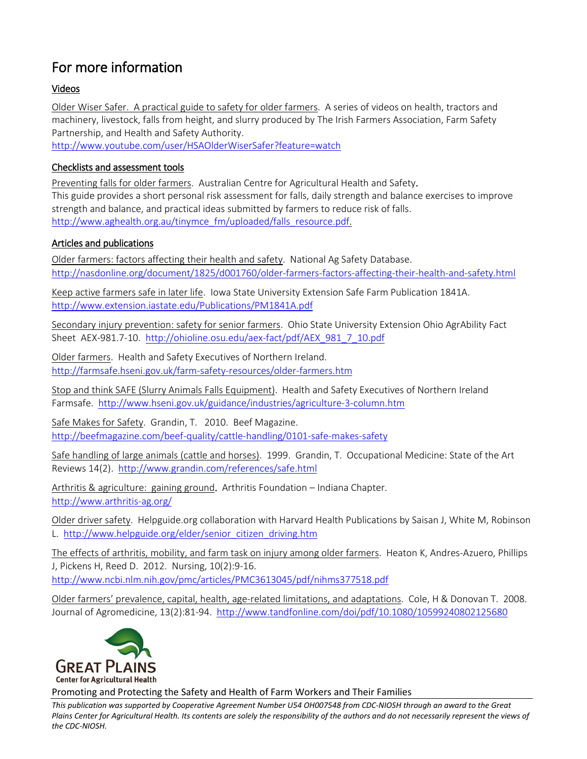# For more information

## Videos

Older Wiser Safer. A practical guide to safety for older farmers. A series of videos on health, tractors and machinery, livestock, falls from height, and slurry produced by The Irish Farmers Association, Farm Safety Partnership, and Health and Safety Authority.
http://www.youtube.com/user/HSAOlderWiserSafer?feature=watch

## Checklists and assessment tools

Preventing falls for older farmers. Australian Centre for Agricultural Health and Safety.
This guide provides a short personal risk assessment for falls, daily strength and balance exercises to improve strength and balance, and practical ideas submitted by farmers to reduce risk of falls.
http://www.aghealth.org.au/tinymce_fm/uploaded/falls_resource.pdf.

## Articles and publications

Older farmers: factors affecting their health and safety. National Ag Safety Database.
http://nasdonline.org/document/1825/d001760/older-farmers-factors-affecting-their-health-and-safety.html

Keep active farmers safe in later life. Iowa State University Extension Safe Farm Publication 1841A.
http://www.extension.iastate.edu/Publications/PM1841A.pdf

Secondary injury prevention: safety for senior farmers. Ohio State University Extension Ohio AgrAbility Fact Sheet AEX-981.7-10. http://ohioline.osu.edu/aex-fact/pdf/AEX_981_7_10.pdf

Older farmers. Health and Safety Executives of Northern Ireland.
http://farmsafe.hseni.gov.uk/farm-safety-resources/older-farmers.htm

Stop and think SAFE (Slurry Animals Falls Equipment). Health and Safety Executives of Northern Ireland Farmsafe. http://www.hseni.gov.uk/guidance/industries/agriculture-3-column.htm

Safe Makes for Safety. Grandin, T. 2010. Beef Magazine.
http://beefmagazine.com/beef-quality/cattle-handling/0101-safe-makes-safety

Safe handling of large animals (cattle and horses). 1999. Grandin, T. Occupational Medicine: State of the Art Reviews 14(2). http://www.grandin.com/references/safe.html

Arthritis & agriculture: gaining ground. Arthritis Foundation – Indiana Chapter.
http://www.arthritis-ag.org/

Older driver safety. Helpguide.org collaboration with Harvard Health Publications by Saisan J, White M, Robinson L. http://www.helpguide.org/elder/senior_citizen_driving.htm

The effects of arthritis, mobility, and farm task on injury among older farmers. Heaton K, Andres-Azuero, Phillips J, Pickens H, Reed D. 2012. Nursing, 10(2):9-16.
http://www.ncbi.nlm.nih.gov/pmc/articles/PMC3613045/pdf/nihms377518.pdf

Older farmers' prevalence, capital, health, age-related limitations, and adaptations. Cole, H & Donovan T. 2008. Journal of Agromedicine, 13(2):81-94. http://www.tandfonline.com/doi/pdf/10.1080/10599240802125680

GREAT PLAINS
Center for Agricultural Health

Promoting and Protecting the Safety and Health of Farm Workers and Their Families

*This publication was supported by Cooperative Agreement Number U54 OH007548 from CDC-NIOSH through an award to the Great Plains Center for Agricultural Health. Its contents are solely the responsibility of the authors and do not necessarily represent the views of the CDC-NIOSH.*